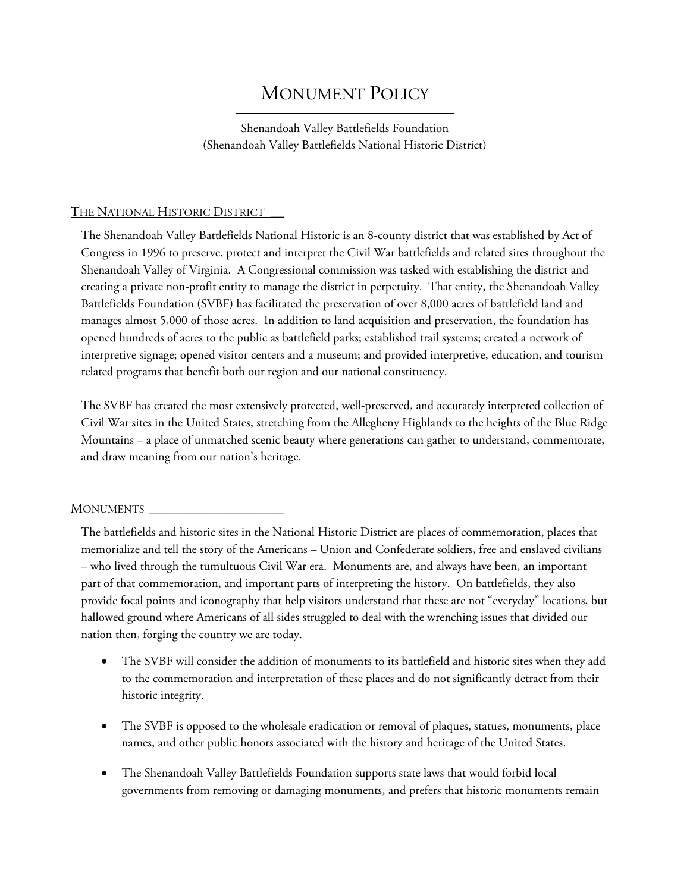# Monument Policy

Shenandoah Valley Battlefields Foundation
(Shenandoah Valley Battlefields National Historic District)

## The National Historic District

The Shenandoah Valley Battlefields National Historic is an 8-county district that was established by Act of Congress in 1996 to preserve, protect and interpret the Civil War battlefields and related sites throughout the Shenandoah Valley of Virginia. A Congressional commission was tasked with establishing the district and creating a private non-profit entity to manage the district in perpetuity. That entity, the Shenandoah Valley Battlefields Foundation (SVBF) has facilitated the preservation of over 8,000 acres of battlefield land and manages almost 5,000 of those acres. In addition to land acquisition and preservation, the foundation has opened hundreds of acres to the public as battlefield parks; established trail systems; created a network of interpretive signage; opened visitor centers and a museum; and provided interpretive, education, and tourism related programs that benefit both our region and our national constituency.

The SVBF has created the most extensively protected, well-preserved, and accurately interpreted collection of Civil War sites in the United States, stretching from the Allegheny Highlands to the heights of the Blue Ridge Mountains – a place of unmatched scenic beauty where generations can gather to understand, commemorate, and draw meaning from our nation's heritage.

## Monuments

The battlefields and historic sites in the National Historic District are places of commemoration, places that memorialize and tell the story of the Americans – Union and Confederate soldiers, free and enslaved civilians – who lived through the tumultuous Civil War era. Monuments are, and always have been, an important part of that commemoration, and important parts of interpreting the history. On battlefields, they also provide focal points and iconography that help visitors understand that these are not "everyday" locations, but hallowed ground where Americans of all sides struggled to deal with the wrenching issues that divided our nation then, forging the country we are today.

- The SVBF will consider the addition of monuments to its battlefield and historic sites when they add to the commemoration and interpretation of these places and do not significantly detract from their historic integrity.
- The SVBF is opposed to the wholesale eradication or removal of plaques, statues, monuments, place names, and other public honors associated with the history and heritage of the United States.
- The Shenandoah Valley Battlefields Foundation supports state laws that would forbid local governments from removing or damaging monuments, and prefers that historic monuments remain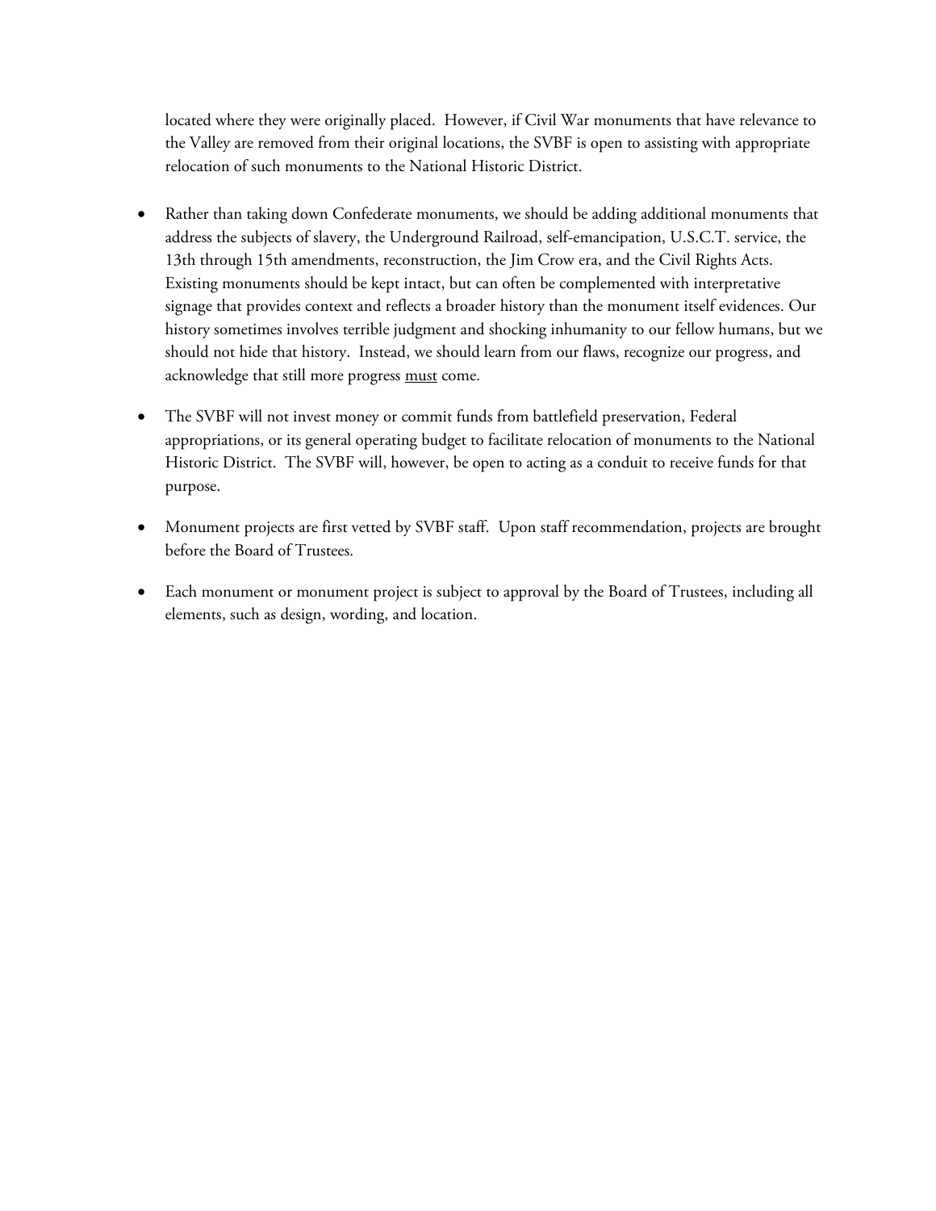located where they were originally placed. However, if Civil War monuments that have relevance to the Valley are removed from their original locations, the SVBF is open to assisting with appropriate relocation of such monuments to the National Historic District.

- Rather than taking down Confederate monuments, we should be adding additional monuments that address the subjects of slavery, the Underground Railroad, self-emancipation, U.S.C.T. service, the 13th through 15th amendments, reconstruction, the Jim Crow era, and the Civil Rights Acts. Existing monuments should be kept intact, but can often be complemented with interpretative signage that provides context and reflects a broader history than the monument itself evidences. Our history sometimes involves terrible judgment and shocking inhumanity to our fellow humans, but we should not hide that history. Instead, we should learn from our flaws, recognize our progress, and acknowledge that still more progress <u>must</u> come.

- The SVBF will not invest money or commit funds from battlefield preservation, Federal appropriations, or its general operating budget to facilitate relocation of monuments to the National Historic District. The SVBF will, however, be open to acting as a conduit to receive funds for that purpose.

- Monument projects are first vetted by SVBF staff. Upon staff recommendation, projects are brought before the Board of Trustees.

- Each monument or monument project is subject to approval by the Board of Trustees, including all elements, such as design, wording, and location.